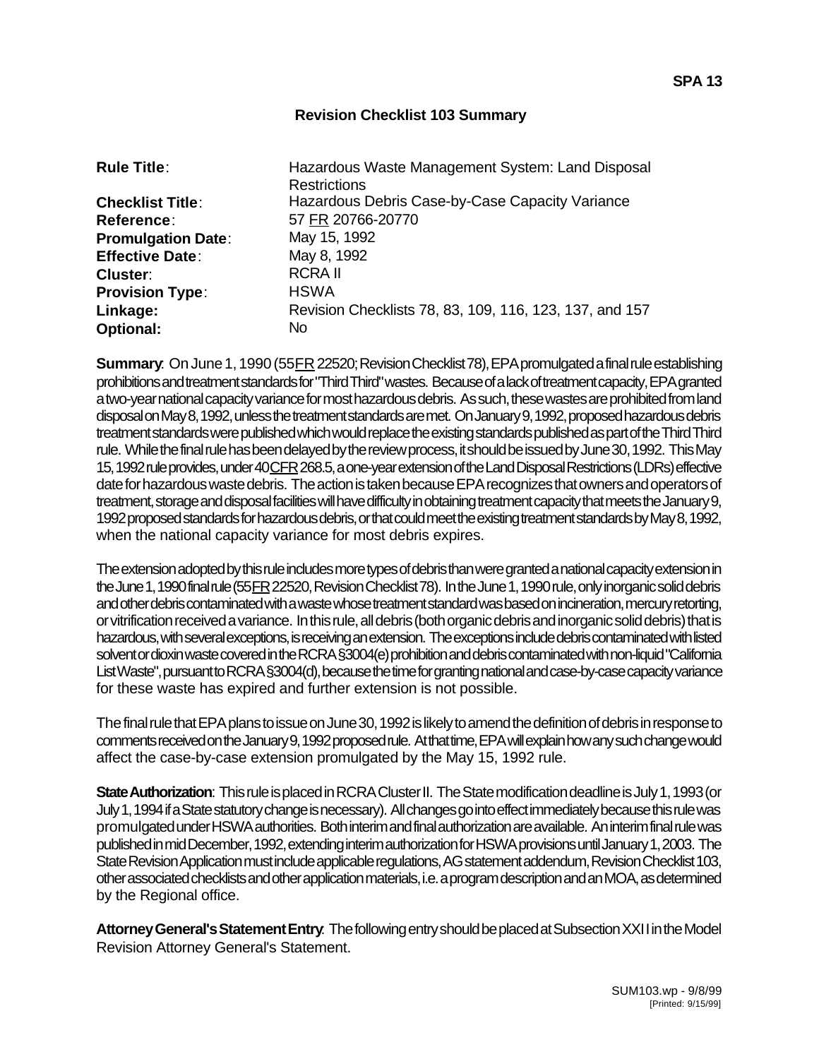**SPA 13**

## Revision Checklist 103 Summary

| | |
|---|---|
| **Rule Title**: | Hazardous Waste Management System: Land Disposal Restrictions |
| **Checklist Title**: | Hazardous Debris Case-by-Case Capacity Variance |
| **Reference**: | 57 FR 20766-20770 |
| **Promulgation Date**: | May 15, 1992 |
| **Effective Date**: | May 8, 1992 |
| **Cluster**: | RCRA II |
| **Provision Type**: | HSWA |
| **Linkage:** | Revision Checklists 78, 83, 109, 116, 123, 137, and 157 |
| **Optional:** | No |

**Summary**: On June 1, 1990 (55 FR 22520; Revision Checklist 78), EPA promulgated a final rule establishing prohibitions and treatment standards for "Third Third" wastes. Because of a lack of treatment capacity, EPA granted a two-year national capacity variance for most hazardous debris. As such, these wastes are prohibited from land disposal on May 8, 1992, unless the treatment standards are met. On January 9, 1992, proposed hazardous debris treatment standards were published which would replace the existing standards published as part of the Third Third rule. While the final rule has been delayed by the review process, it should be issued by June 30, 1992. This May 15, 1992 rule provides, under 40 CFR 268.5, a one-year extension of the Land Disposal Restrictions (LDRs) effective date for hazardous waste debris. The action is taken because EPA recognizes that owners and operators of treatment, storage and disposal facilities will have difficulty in obtaining treatment capacity that meets the January 9, 1992 proposed standards for hazardous debris, or that could meet the existing treatment standards by May 8, 1992, when the national capacity variance for most debris expires.

The extension adopted by this rule includes more types of debris than were granted a national capacity extension in the June 1, 1990 final rule (55 FR 22520, Revision Checklist 78). In the June 1, 1990 rule, only inorganic solid debris and other debris contaminated with a waste whose treatment standard was based on incineration, mercury retorting, or vitrification received a variance. In this rule, all debris (both organic debris and inorganic solid debris) that is hazardous, with several exceptions, is receiving an extension. The exceptions include debris contaminated with listed solvent or dioxin waste covered in the RCRA §3004(e) prohibition and debris contaminated with non-liquid "California List Waste", pursuant to RCRA §3004(d), because the time for granting national and case-by-case capacity variance for these waste has expired and further extension is not possible.

The final rule that EPA plans to issue on June 30, 1992 is likely to amend the definition of debris in response to comments received on the January 9, 1992 proposed rule. At that time, EPA will explain how any such change would affect the case-by-case extension promulgated by the May 15, 1992 rule.

**State Authorization**: This rule is placed in RCRA Cluster II. The State modification deadline is July 1, 1993 (or July 1, 1994 if a State statutory change is necessary). All changes go into effect immediately because this rule was promulgated under HSWA authorities. Both interim and final authorization are available. An interim final rule was published in mid December, 1992, extending interim authorization for HSWA provisions until January 1, 2003. The State Revision Application must include applicable regulations, AG statement addendum, Revision Checklist 103, other associated checklists and other application materials, i.e. a program description and an MOA, as determined by the Regional office.

**Attorney General's Statement Entry**: The following entry should be placed at Subsection XXII in the Model Revision Attorney General's Statement.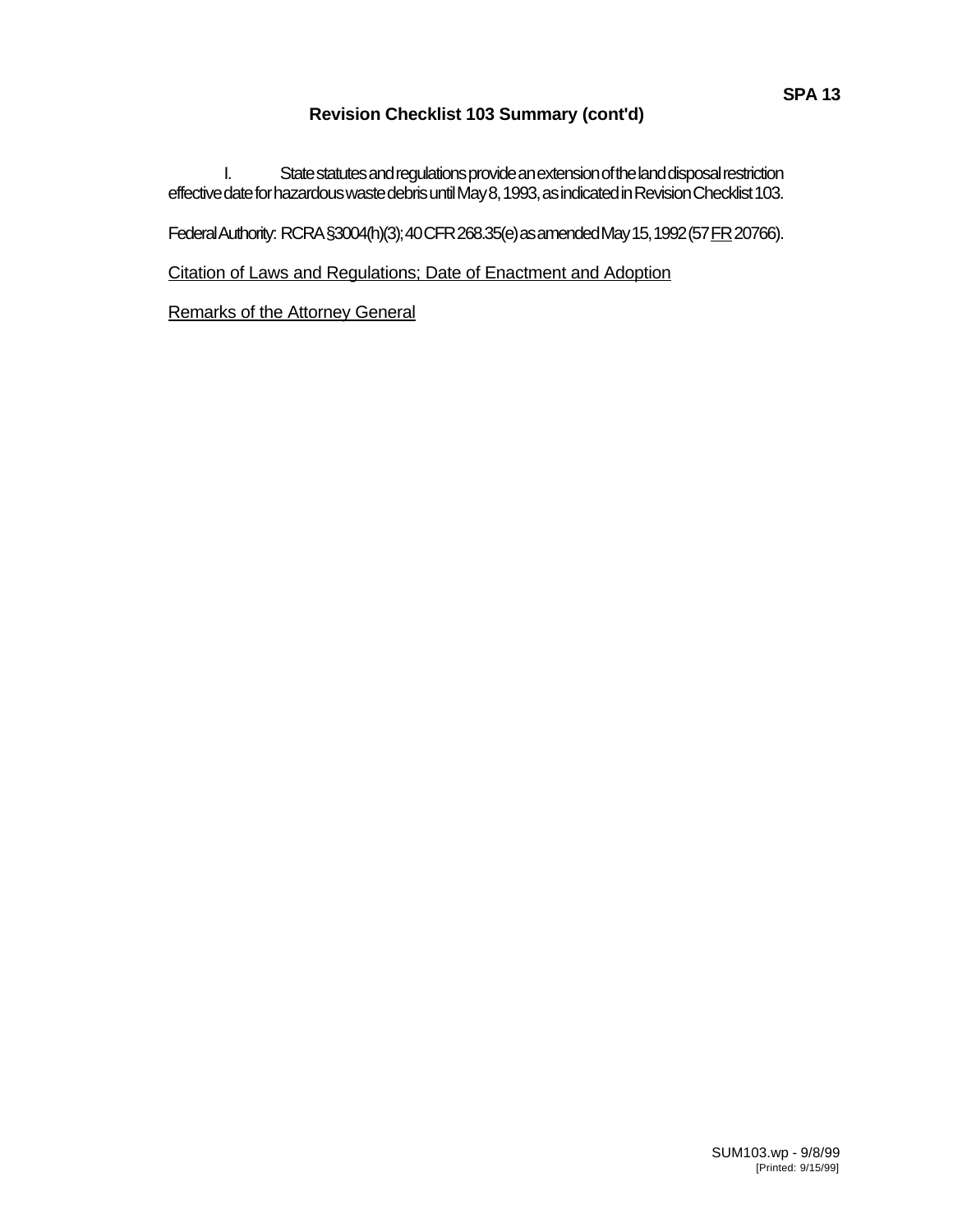SPA 13

**Revision Checklist 103 Summary (cont'd)**

I. State statutes and regulations provide an extension of the land disposal restriction effective date for hazardous waste debris until May 8, 1993, as indicated in Revision Checklist 103.

Federal Authority: RCRA §3004(h)(3); 40 CFR 268.35(e) as amended May 15, 1992 (57 FR 20766).

Citation of Laws and Regulations; Date of Enactment and Adoption

Remarks of the Attorney General